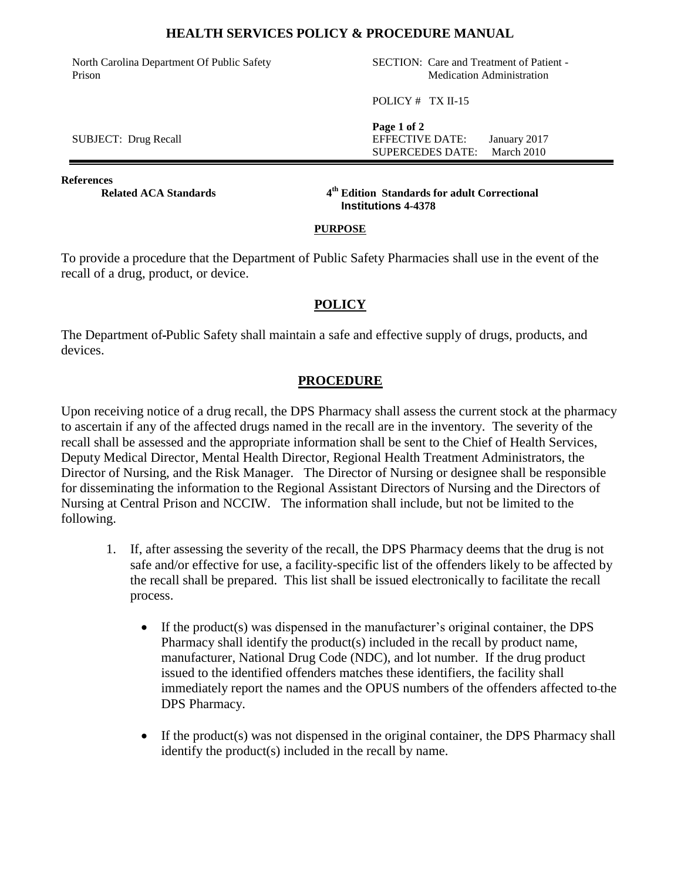# HEALTH SERVICES POLICY & PROCEDURE MANUAL

| | |
|---|---|
| North Carolina Department Of Public Safety Prison | SECTION: Care and Treatment of Patient - Medication Administration |
| | POLICY # TX II-15 |
| SUBJECT: Drug Recall | **Page 1 of 2**<br>EFFECTIVE DATE: January 2017<br>SUPERCEDES DATE: March 2010 |

**References**

**Related ACA Standards** — **4th Edition Standards for adult Correctional Institutions 4-4378**

## PURPOSE

To provide a procedure that the Department of Public Safety Pharmacies shall use in the event of the recall of a drug, product, or device.

## POLICY

The Department of Public Safety shall maintain a safe and effective supply of drugs, products, and devices.

## PROCEDURE

Upon receiving notice of a drug recall, the DPS Pharmacy shall assess the current stock at the pharmacy to ascertain if any of the affected drugs named in the recall are in the inventory. The severity of the recall shall be assessed and the appropriate information shall be sent to the Chief of Health Services, Deputy Medical Director, Mental Health Director, Regional Health Treatment Administrators, the Director of Nursing, and the Risk Manager. The Director of Nursing or designee shall be responsible for disseminating the information to the Regional Assistant Directors of Nursing and the Directors of Nursing at Central Prison and NCCIW. The information shall include, but not be limited to the following.

1. If, after assessing the severity of the recall, the DPS Pharmacy deems that the drug is not safe and/or effective for use, a facility-specific list of the offenders likely to be affected by the recall shall be prepared. This list shall be issued electronically to facilitate the recall process.

   - If the product(s) was dispensed in the manufacturer's original container, the DPS Pharmacy shall identify the product(s) included in the recall by product name, manufacturer, National Drug Code (NDC), and lot number. If the drug product issued to the identified offenders matches these identifiers, the facility shall immediately report the names and the OPUS numbers of the offenders affected to the DPS Pharmacy.

   - If the product(s) was not dispensed in the original container, the DPS Pharmacy shall identify the product(s) included in the recall by name.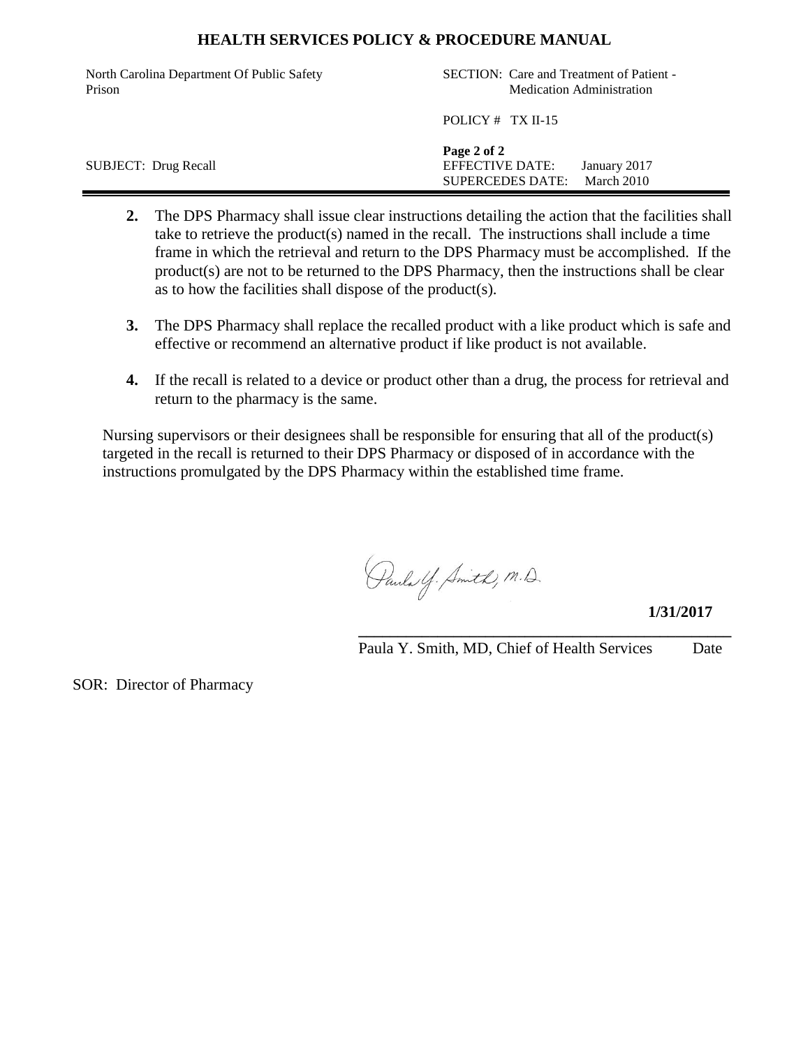2. The DPS Pharmacy shall issue clear instructions detailing the action that the facilities shall take to retrieve the product(s) named in the recall. The instructions shall include a time frame in which the retrieval and return to the DPS Pharmacy must be accomplished. If the product(s) are not to be returned to the DPS Pharmacy, then the instructions shall be clear as to how the facilities shall dispose of the product(s).

3. The DPS Pharmacy shall replace the recalled product with a like product which is safe and effective or recommend an alternative product if like product is not available.

4. If the recall is related to a device or product other than a drug, the process for retrieval and return to the pharmacy is the same.

Nursing supervisors or their designees shall be responsible for ensuring that all of the product(s) targeted in the recall is returned to their DPS Pharmacy or disposed of in accordance with the instructions promulgated by the DPS Pharmacy within the established time frame.

Paula Y. Smith, M.D.

**1/31/2017**

Paula Y. Smith, MD, Chief of Health Services    Date

SOR: Director of Pharmacy